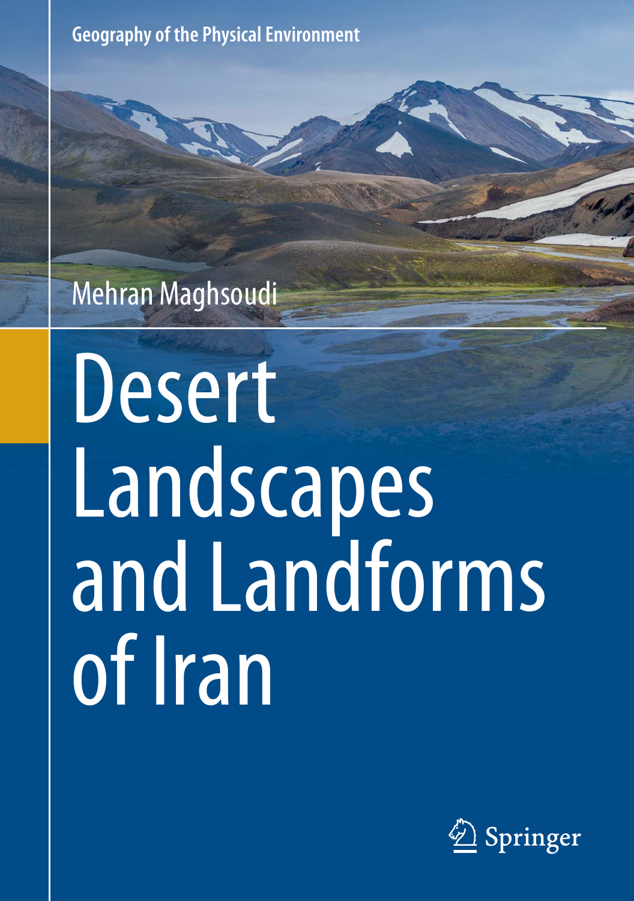Geography of the Physical Environment

Mehran Maghsoudi

# Desert Landscapes and Landforms of Iran

Springer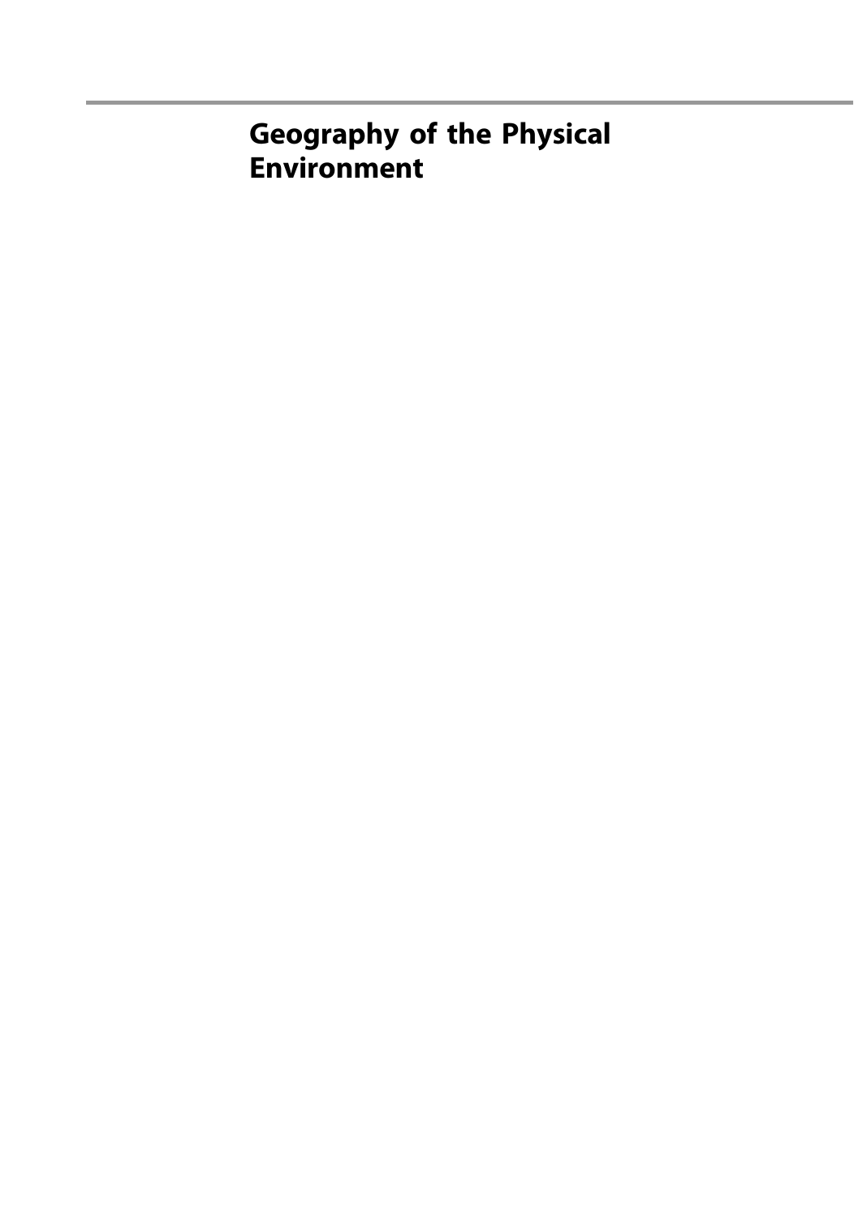# Geography of the Physical Environment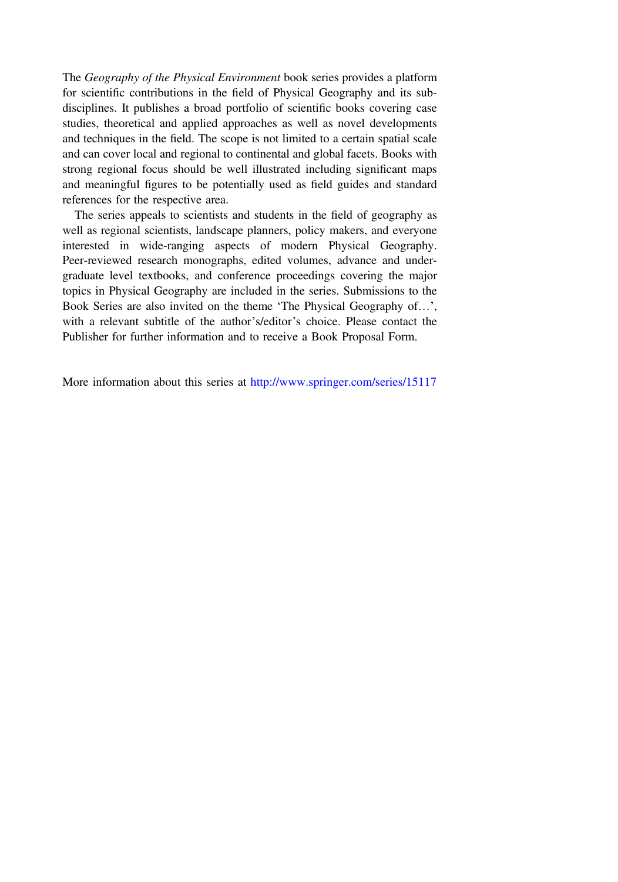The *Geography of the Physical Environment* book series provides a platform for scientific contributions in the field of Physical Geography and its subdisciplines. It publishes a broad portfolio of scientific books covering case studies, theoretical and applied approaches as well as novel developments and techniques in the field. The scope is not limited to a certain spatial scale and can cover local and regional to continental and global facets. Books with strong regional focus should be well illustrated including significant maps and meaningful figures to be potentially used as field guides and standard references for the respective area.

The series appeals to scientists and students in the field of geography as well as regional scientists, landscape planners, policy makers, and everyone interested in wide-ranging aspects of modern Physical Geography. Peer-reviewed research monographs, edited volumes, advance and undergraduate level textbooks, and conference proceedings covering the major topics in Physical Geography are included in the series. Submissions to the Book Series are also invited on the theme 'The Physical Geography of…', with a relevant subtitle of the author's/editor's choice. Please contact the Publisher for further information and to receive a Book Proposal Form.

More information about this series at http://www.springer.com/series/15117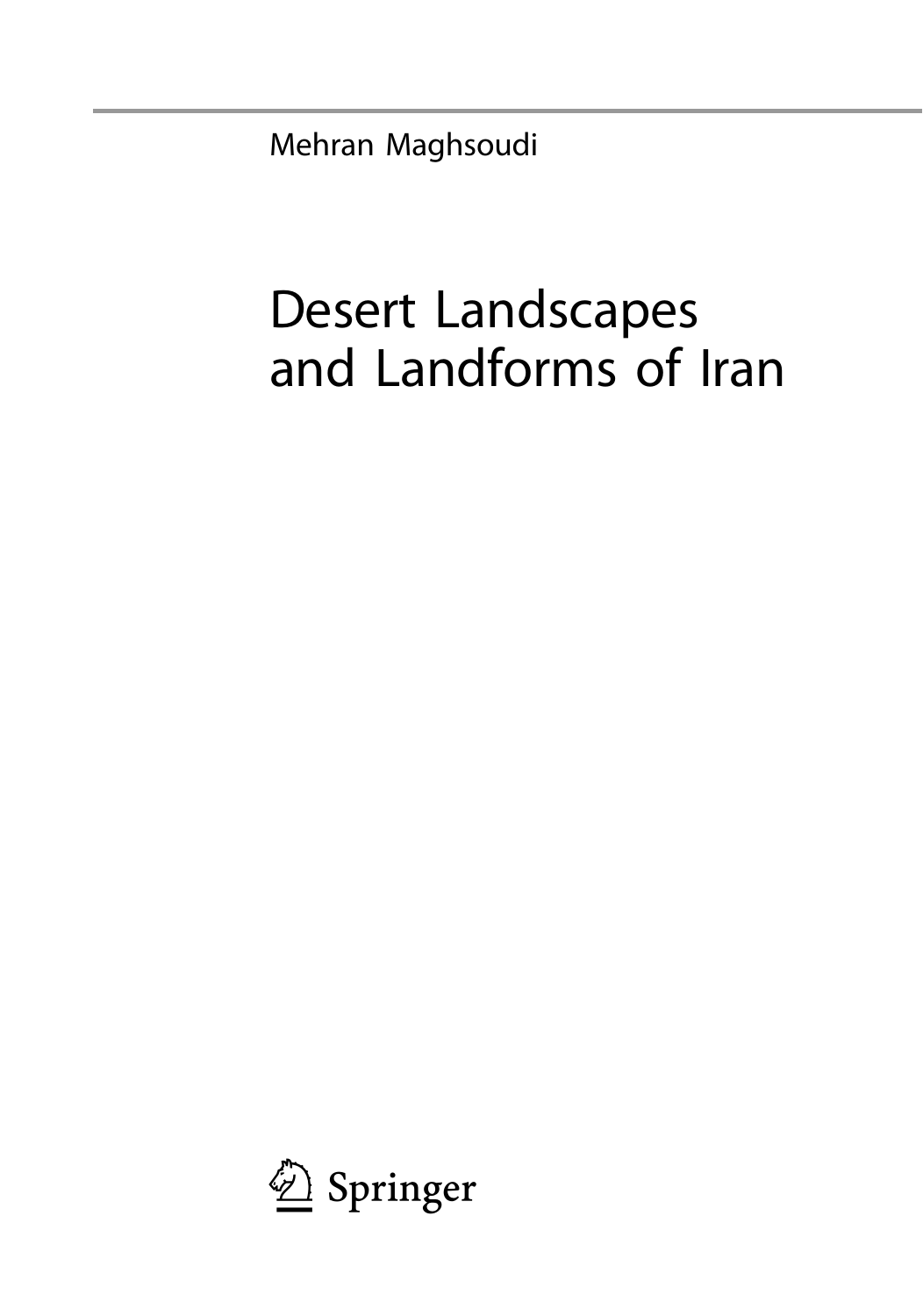Mehran Maghsoudi

# Desert Landscapes and Landforms of Iran

Springer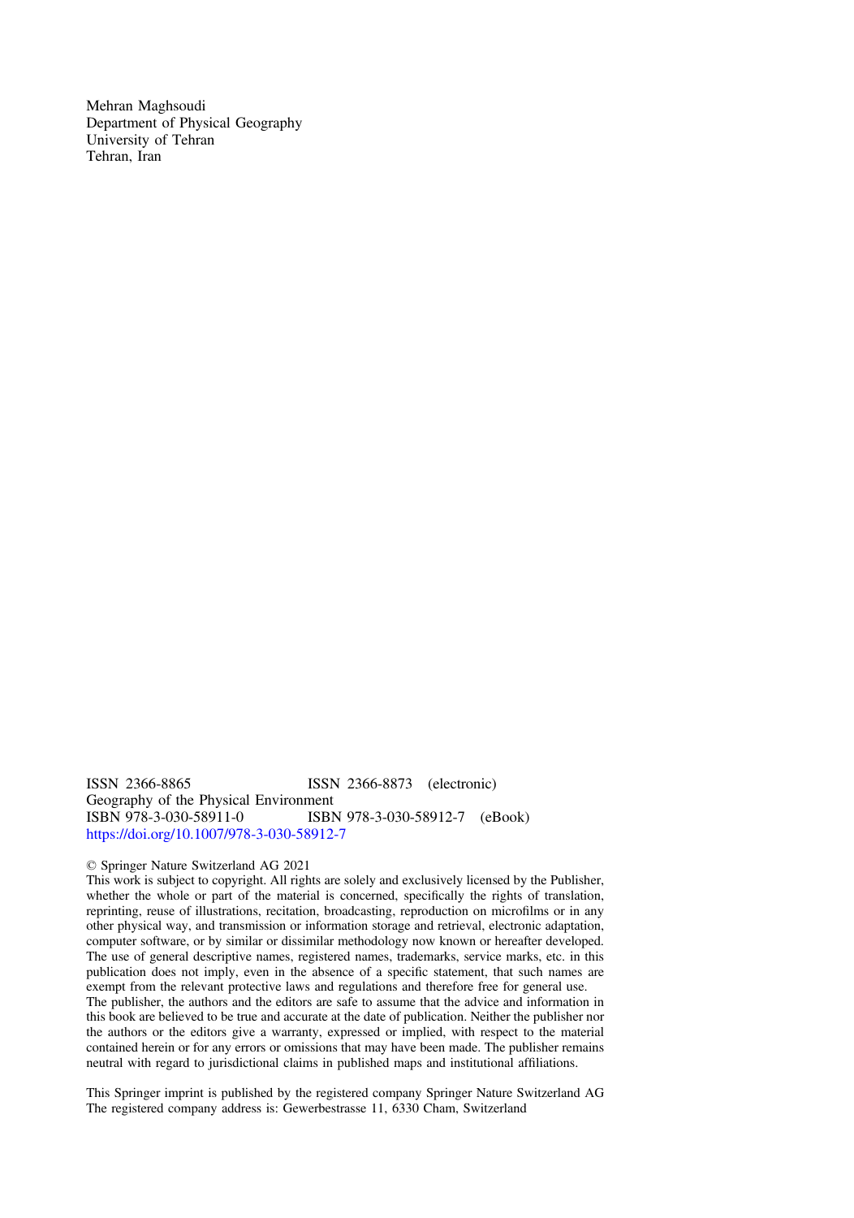Mehran Maghsoudi
Department of Physical Geography
University of Tehran
Tehran, Iran

ISSN 2366-8865 ISSN 2366-8873 (electronic)
Geography of the Physical Environment
ISBN 978-3-030-58911-0 ISBN 978-3-030-58912-7 (eBook)
https://doi.org/10.1007/978-3-030-58912-7

© Springer Nature Switzerland AG 2021
This work is subject to copyright. All rights are solely and exclusively licensed by the Publisher, whether the whole or part of the material is concerned, specifically the rights of translation, reprinting, reuse of illustrations, recitation, broadcasting, reproduction on microfilms or in any other physical way, and transmission or information storage and retrieval, electronic adaptation, computer software, or by similar or dissimilar methodology now known or hereafter developed.
The use of general descriptive names, registered names, trademarks, service marks, etc. in this publication does not imply, even in the absence of a specific statement, that such names are exempt from the relevant protective laws and regulations and therefore free for general use.
The publisher, the authors and the editors are safe to assume that the advice and information in this book are believed to be true and accurate at the date of publication. Neither the publisher nor the authors or the editors give a warranty, expressed or implied, with respect to the material contained herein or for any errors or omissions that may have been made. The publisher remains neutral with regard to jurisdictional claims in published maps and institutional affiliations.

This Springer imprint is published by the registered company Springer Nature Switzerland AG
The registered company address is: Gewerbestrasse 11, 6330 Cham, Switzerland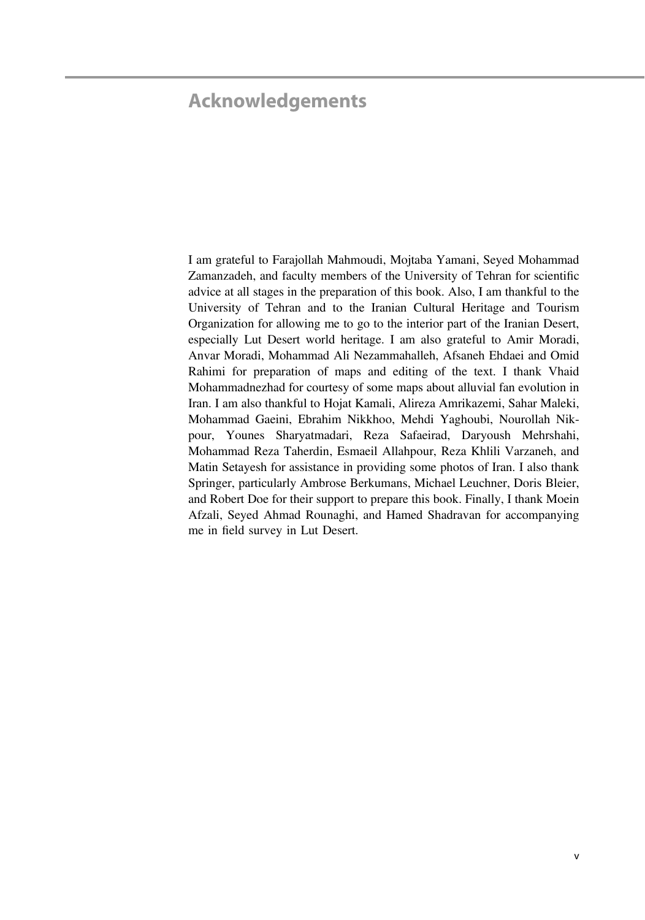# Acknowledgements

I am grateful to Farajollah Mahmoudi, Mojtaba Yamani, Seyed Mohammad Zamanzadeh, and faculty members of the University of Tehran for scientific advice at all stages in the preparation of this book. Also, I am thankful to the University of Tehran and to the Iranian Cultural Heritage and Tourism Organization for allowing me to go to the interior part of the Iranian Desert, especially Lut Desert world heritage. I am also grateful to Amir Moradi, Anvar Moradi, Mohammad Ali Nezammahalleh, Afsaneh Ehdaei and Omid Rahimi for preparation of maps and editing of the text. I thank Vhaid Mohammadnezhad for courtesy of some maps about alluvial fan evolution in Iran. I am also thankful to Hojat Kamali, Alireza Amrikazemi, Sahar Maleki, Mohammad Gaeini, Ebrahim Nikkhoo, Mehdi Yaghoubi, Nourollah Nikpour, Younes Sharyatmadari, Reza Safaeirad, Daryoush Mehrshahi, Mohammad Reza Taherdin, Esmaeil Allahpour, Reza Khlili Varzaneh, and Matin Setayesh for assistance in providing some photos of Iran. I also thank Springer, particularly Ambrose Berkumans, Michael Leuchner, Doris Bleier, and Robert Doe for their support to prepare this book. Finally, I thank Moein Afzali, Seyed Ahmad Rounaghi, and Hamed Shadravan for accompanying me in field survey in Lut Desert.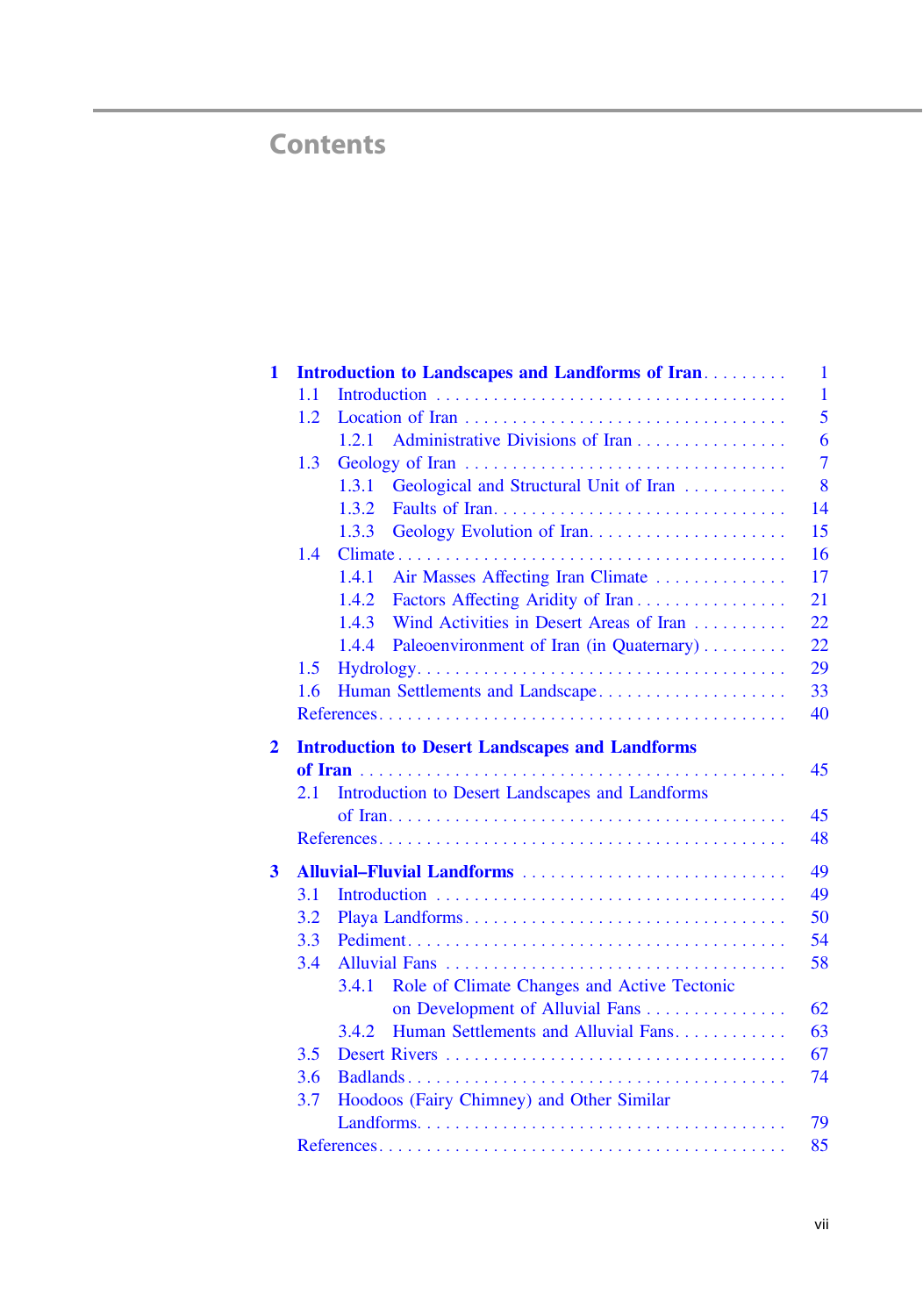# Contents

**1 Introduction to Landscapes and Landforms of Iran** . . . . . . . . . 1
- 1.1 Introduction . . . . . . . . . . . . . . . . . . . . . . . . . . . . . . . . . . . . 1
- 1.2 Location of Iran . . . . . . . . . . . . . . . . . . . . . . . . . . . . . . . . . 5
  - 1.2.1 Administrative Divisions of Iran . . . . . . . . . . . . . . . . 6
- 1.3 Geology of Iran . . . . . . . . . . . . . . . . . . . . . . . . . . . . . . . . . 7
  - 1.3.1 Geological and Structural Unit of Iran . . . . . . . . . . . 8
  - 1.3.2 Faults of Iran. . . . . . . . . . . . . . . . . . . . . . . . . . . . . . 14
  - 1.3.3 Geology Evolution of Iran. . . . . . . . . . . . . . . . . . . . . 15
- 1.4 Climate . . . . . . . . . . . . . . . . . . . . . . . . . . . . . . . . . . . . . . 16
  - 1.4.1 Air Masses Affecting Iran Climate . . . . . . . . . . . . . . 17
  - 1.4.2 Factors Affecting Aridity of Iran . . . . . . . . . . . . . . . . 21
  - 1.4.3 Wind Activities in Desert Areas of Iran . . . . . . . . . . 22
  - 1.4.4 Paleoenvironment of Iran (in Quaternary) . . . . . . . . . 22
- 1.5 Hydrology. . . . . . . . . . . . . . . . . . . . . . . . . . . . . . . . . . . . . 29
- 1.6 Human Settlements and Landscape . . . . . . . . . . . . . . . . . . . . 33
- References. . . . . . . . . . . . . . . . . . . . . . . . . . . . . . . . . . . . . . . . 40

**2 Introduction to Desert Landscapes and Landforms of Iran** . . . . . . . . . . . . . . . . . . . . . . . . . . . . . . . . . . . . . . . . 45
- 2.1 Introduction to Desert Landscapes and Landforms of Iran. . . . . . . . . . . . . . . . . . . . . . . . . . . . . . . . . . . . . . . 45
- References. . . . . . . . . . . . . . . . . . . . . . . . . . . . . . . . . . . . . . . . 48

**3 Alluvial–Fluvial Landforms** . . . . . . . . . . . . . . . . . . . . . . . . . . . 49
- 3.1 Introduction . . . . . . . . . . . . . . . . . . . . . . . . . . . . . . . . . . . . 49
- 3.2 Playa Landforms. . . . . . . . . . . . . . . . . . . . . . . . . . . . . . . . . 50
- 3.3 Pediment. . . . . . . . . . . . . . . . . . . . . . . . . . . . . . . . . . . . . . 54
- 3.4 Alluvial Fans . . . . . . . . . . . . . . . . . . . . . . . . . . . . . . . . . . . 58
  - 3.4.1 Role of Climate Changes and Active Tectonic on Development of Alluvial Fans . . . . . . . . . . . . . . 62
  - 3.4.2 Human Settlements and Alluvial Fans. . . . . . . . . . . . 63
- 3.5 Desert Rivers . . . . . . . . . . . . . . . . . . . . . . . . . . . . . . . . . . . 67
- 3.6 Badlands . . . . . . . . . . . . . . . . . . . . . . . . . . . . . . . . . . . . . . 74
- 3.7 Hoodoos (Fairy Chimney) and Other Similar Landforms. . . . . . . . . . . . . . . . . . . . . . . . . . . . . . . . . . . . . 79
- References. . . . . . . . . . . . . . . . . . . . . . . . . . . . . . . . . . . . . . . . 85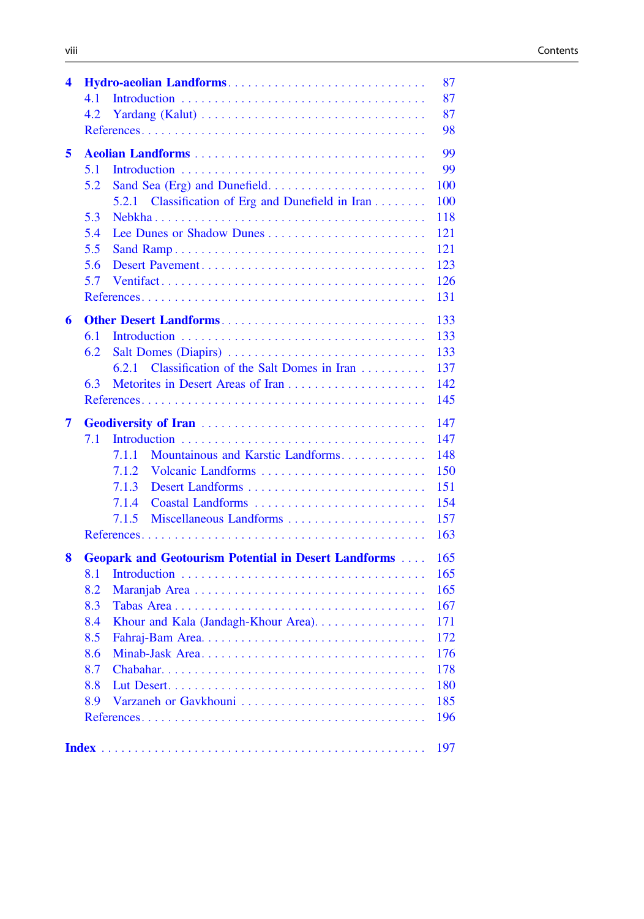**4 Hydro-aeolian Landforms** . . . 87

4.1 Introduction . . . 87

4.2 Yardang (Kalut) . . . 87

References . . . 98

**5 Aeolian Landforms** . . . 99

5.1 Introduction . . . 99

5.2 Sand Sea (Erg) and Dunefield . . . 100

5.2.1 Classification of Erg and Dunefield in Iran . . . 100

5.3 Nebkha . . . 118

5.4 Lee Dunes or Shadow Dunes . . . 121

5.5 Sand Ramp . . . 121

5.6 Desert Pavement . . . 123

5.7 Ventifact . . . 126

References . . . 131

**6 Other Desert Landforms** . . . 133

6.1 Introduction . . . 133

6.2 Salt Domes (Diapirs) . . . 133

6.2.1 Classification of the Salt Domes in Iran . . . 137

6.3 Metorites in Desert Areas of Iran . . . 142

References . . . 145

**7 Geodiversity of Iran** . . . 147

7.1 Introduction . . . 147

7.1.1 Mountainous and Karstic Landforms . . . 148

7.1.2 Volcanic Landforms . . . 150

7.1.3 Desert Landforms . . . 151

7.1.4 Coastal Landforms . . . 154

7.1.5 Miscellaneous Landforms . . . 157

References . . . 163

**8 Geopark and Geotourism Potential in Desert Landforms** . . . 165

8.1 Introduction . . . 165

8.2 Maranjab Area . . . 165

8.3 Tabas Area . . . 167

8.4 Khour and Kala (Jandagh-Khour Area) . . . 171

8.5 Fahraj-Bam Area . . . 172

8.6 Minab-Jask Area . . . 176

8.7 Chabahar . . . 178

8.8 Lut Desert . . . 180

8.9 Varzaneh or Gavkhouni . . . 185

References . . . 196

**Index** . . . 197